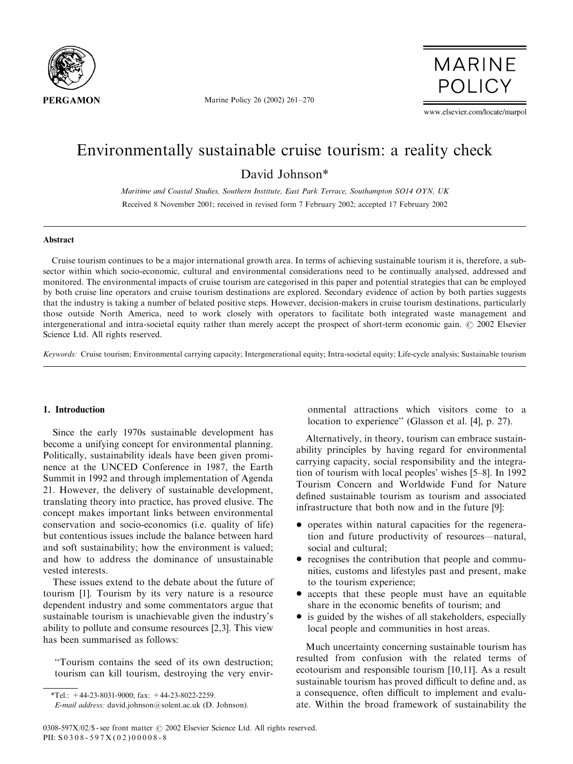# Environmentally sustainable cruise tourism: a reality check

David Johnson*

*Maritime and Coastal Studies, Southern Institute, East Park Terrace, Southampton SO14 OYN, UK*

Received 8 November 2001; received in revised form 7 February 2002; accepted 17 February 2002

## Abstract

Cruise tourism continues to be a major international growth area. In terms of achieving sustainable tourism it is, therefore, a sub-sector within which socio-economic, cultural and environmental considerations need to be continually analysed, addressed and monitored. The environmental impacts of cruise tourism are categorised in this paper and potential strategies that can be employed by both cruise line operators and cruise tourism destinations are explored. Secondary evidence of action by both parties suggests that the industry is taking a number of belated positive steps. However, decision-makers in cruise tourism destinations, particularly those outside North America, need to work closely with operators to facilitate both integrated waste management and intergenerational and intra-societal equity rather than merely accept the prospect of short-term economic gain. © 2002 Elsevier Science Ltd. All rights reserved.

*Keywords:* Cruise tourism; Environmental carrying capacity; Intergenerational equity; Intra-societal equity; Life-cycle analysis; Sustainable tourism

## 1. Introduction

Since the early 1970s sustainable development has become a unifying concept for environmental planning. Politically, sustainability ideals have been given prominence at the UNCED Conference in 1987, the Earth Summit in 1992 and through implementation of Agenda 21. However, the delivery of sustainable development, translating theory into practice, has proved elusive. The concept makes important links between environmental conservation and socio-economics (i.e. quality of life) but contentious issues include the balance between hard and soft sustainability; how the environment is valued; and how to address the dominance of unsustainable vested interests.

These issues extend to the debate about the future of tourism [1]. Tourism by its very nature is a resource dependent industry and some commentators argue that sustainable tourism is unachievable given the industry's ability to pollute and consume resources [2,3]. This view has been summarised as follows:

> "Tourism contains the seed of its own destruction; tourism can kill tourism, destroying the very environmental attractions which visitors come to a location to experience" (Glasson et al. [4], p. 27).

Alternatively, in theory, tourism can embrace sustainability principles by having regard for environmental carrying capacity, social responsibility and the integration of tourism with local peoples' wishes [5–8]. In 1992 Tourism Concern and Worldwide Fund for Nature defined sustainable tourism as tourism and associated infrastructure that both now and in the future [9]:

- operates within natural capacities for the regeneration and future productivity of resources—natural, social and cultural;
- recognises the contribution that people and communities, customs and lifestyles past and present, make to the tourism experience;
- accepts that these people must have an equitable share in the economic benefits of tourism; and
- is guided by the wishes of all stakeholders, especially local people and communities in host areas.

Much uncertainty concerning sustainable tourism has resulted from confusion with the related terms of ecotourism and responsible tourism [10,11]. As a result sustainable tourism has proved difficult to define and, as a consequence, often difficult to implement and evaluate. Within the broad framework of sustainability the

*Tel.: +44-23-8031-9000; fax: +44-23-8022-2259.
*E-mail address:* david.johnson@solent.ac.uk (D. Johnson).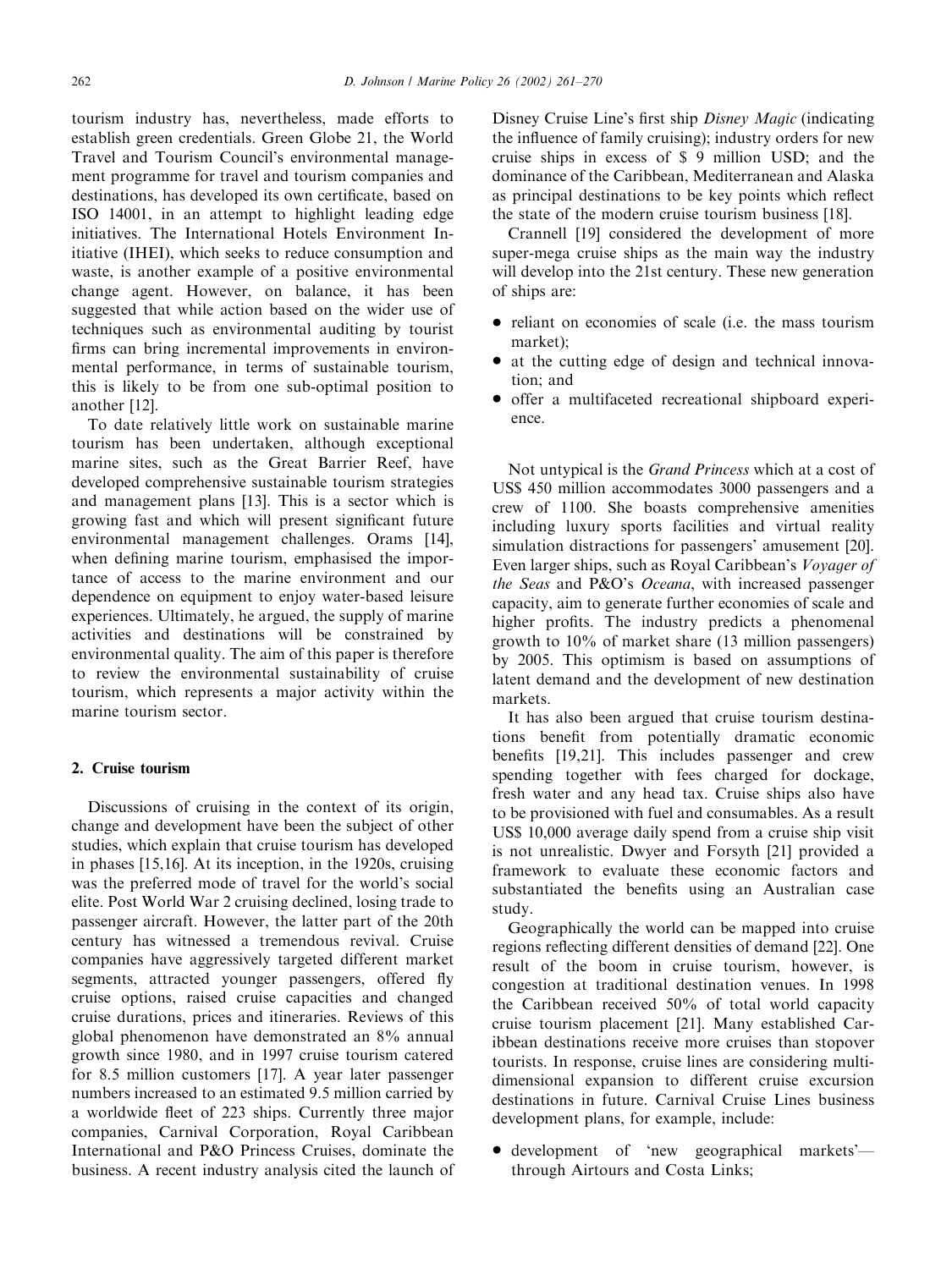tourism industry has, nevertheless, made efforts to establish green credentials. Green Globe 21, the World Travel and Tourism Council's environmental management programme for travel and tourism companies and destinations, has developed its own certificate, based on ISO 14001, in an attempt to highlight leading edge initiatives. The International Hotels Environment Initiative (IHEI), which seeks to reduce consumption and waste, is another example of a positive environmental change agent. However, on balance, it has been suggested that while action based on the wider use of techniques such as environmental auditing by tourist firms can bring incremental improvements in environmental performance, in terms of sustainable tourism, this is likely to be from one sub-optimal position to another [12].

To date relatively little work on sustainable marine tourism has been undertaken, although exceptional marine sites, such as the Great Barrier Reef, have developed comprehensive sustainable tourism strategies and management plans [13]. This is a sector which is growing fast and which will present significant future environmental management challenges. Orams [14], when defining marine tourism, emphasised the importance of access to the marine environment and our dependence on equipment to enjoy water-based leisure experiences. Ultimately, he argued, the supply of marine activities and destinations will be constrained by environmental quality. The aim of this paper is therefore to review the environmental sustainability of cruise tourism, which represents a major activity within the marine tourism sector.

## 2. Cruise tourism

Discussions of cruising in the context of its origin, change and development have been the subject of other studies, which explain that cruise tourism has developed in phases [15,16]. At its inception, in the 1920s, cruising was the preferred mode of travel for the world's social elite. Post World War 2 cruising declined, losing trade to passenger aircraft. However, the latter part of the 20th century has witnessed a tremendous revival. Cruise companies have aggressively targeted different market segments, attracted younger passengers, offered fly cruise options, raised cruise capacities and changed cruise durations, prices and itineraries. Reviews of this global phenomenon have demonstrated an 8% annual growth since 1980, and in 1997 cruise tourism catered for 8.5 million customers [17]. A year later passenger numbers increased to an estimated 9.5 million carried by a worldwide fleet of 223 ships. Currently three major companies, Carnival Corporation, Royal Caribbean International and P&O Princess Cruises, dominate the business. A recent industry analysis cited the launch of Disney Cruise Line's first ship *Disney Magic* (indicating the influence of family cruising); industry orders for new cruise ships in excess of $ 9 million USD; and the dominance of the Caribbean, Mediterranean and Alaska as principal destinations to be key points which reflect the state of the modern cruise tourism business [18].

Crannell [19] considered the development of more super-mega cruise ships as the main way the industry will develop into the 21st century. These new generation of ships are:

- reliant on economies of scale (i.e. the mass tourism market);
- at the cutting edge of design and technical innovation; and
- offer a multifaceted recreational shipboard experience.

Not untypical is the *Grand Princess* which at a cost of US$ 450 million accommodates 3000 passengers and a crew of 1100. She boasts comprehensive amenities including luxury sports facilities and virtual reality simulation distractions for passengers' amusement [20]. Even larger ships, such as Royal Caribbean's *Voyager of the Seas* and P&O's *Oceana*, with increased passenger capacity, aim to generate further economies of scale and higher profits. The industry predicts a phenomenal growth to 10% of market share (13 million passengers) by 2005. This optimism is based on assumptions of latent demand and the development of new destination markets.

It has also been argued that cruise tourism destinations benefit from potentially dramatic economic benefits [19,21]. This includes passenger and crew spending together with fees charged for dockage, fresh water and any head tax. Cruise ships also have to be provisioned with fuel and consumables. As a result US$ 10,000 average daily spend from a cruise ship visit is not unrealistic. Dwyer and Forsyth [21] provided a framework to evaluate these economic factors and substantiated the benefits using an Australian case study.

Geographically the world can be mapped into cruise regions reflecting different densities of demand [22]. One result of the boom in cruise tourism, however, is congestion at traditional destination venues. In 1998 the Caribbean received 50% of total world capacity cruise tourism placement [21]. Many established Caribbean destinations receive more cruises than stopover tourists. In response, cruise lines are considering multi-dimensional expansion to different cruise excursion destinations in future. Carnival Cruise Lines business development plans, for example, include:

- development of 'new geographical markets'—through Airtours and Costa Links;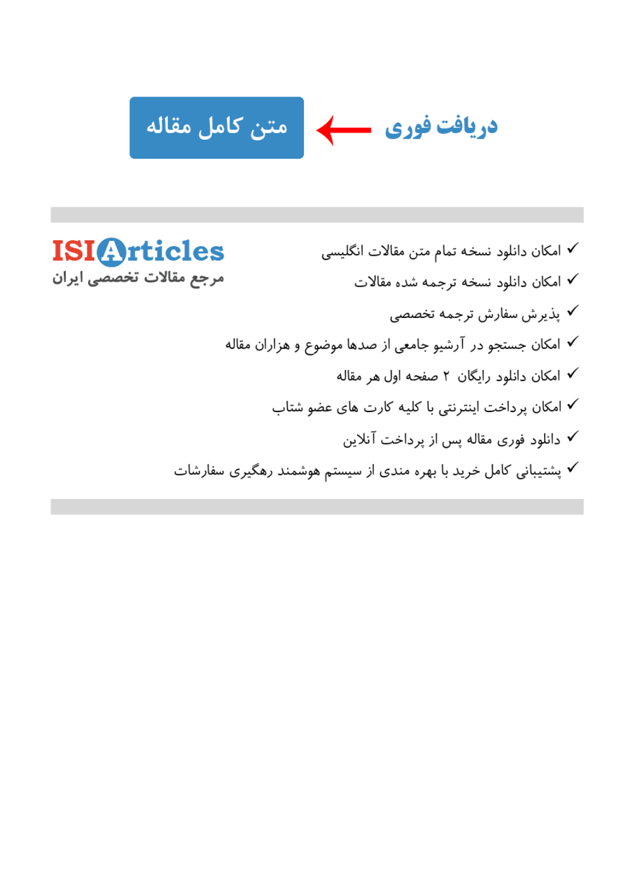دریافت فوری ← متن کامل مقاله

**ISIArticles**

مرجع مقالات تخصصی ایران

- ✓ امکان دانلود نسخه تمام متن مقالات انگلیسی
- ✓ امکان دانلود نسخه ترجمه شده مقالات
- ✓ پذیرش سفارش ترجمه تخصصی
- ✓ امکان جستجو در آرشیو جامعی از صدها موضوع و هزاران مقاله
- ✓ امکان دانلود رایگان ۲ صفحه اول هر مقاله
- ✓ امکان پرداخت اینترنتی با کلیه کارت های عضو شتاب
- ✓ دانلود فوری مقاله پس از پرداخت آنلاین
- ✓ پشتیبانی کامل خرید با بهره مندی از سیستم هوشمند رهگیری سفارشات